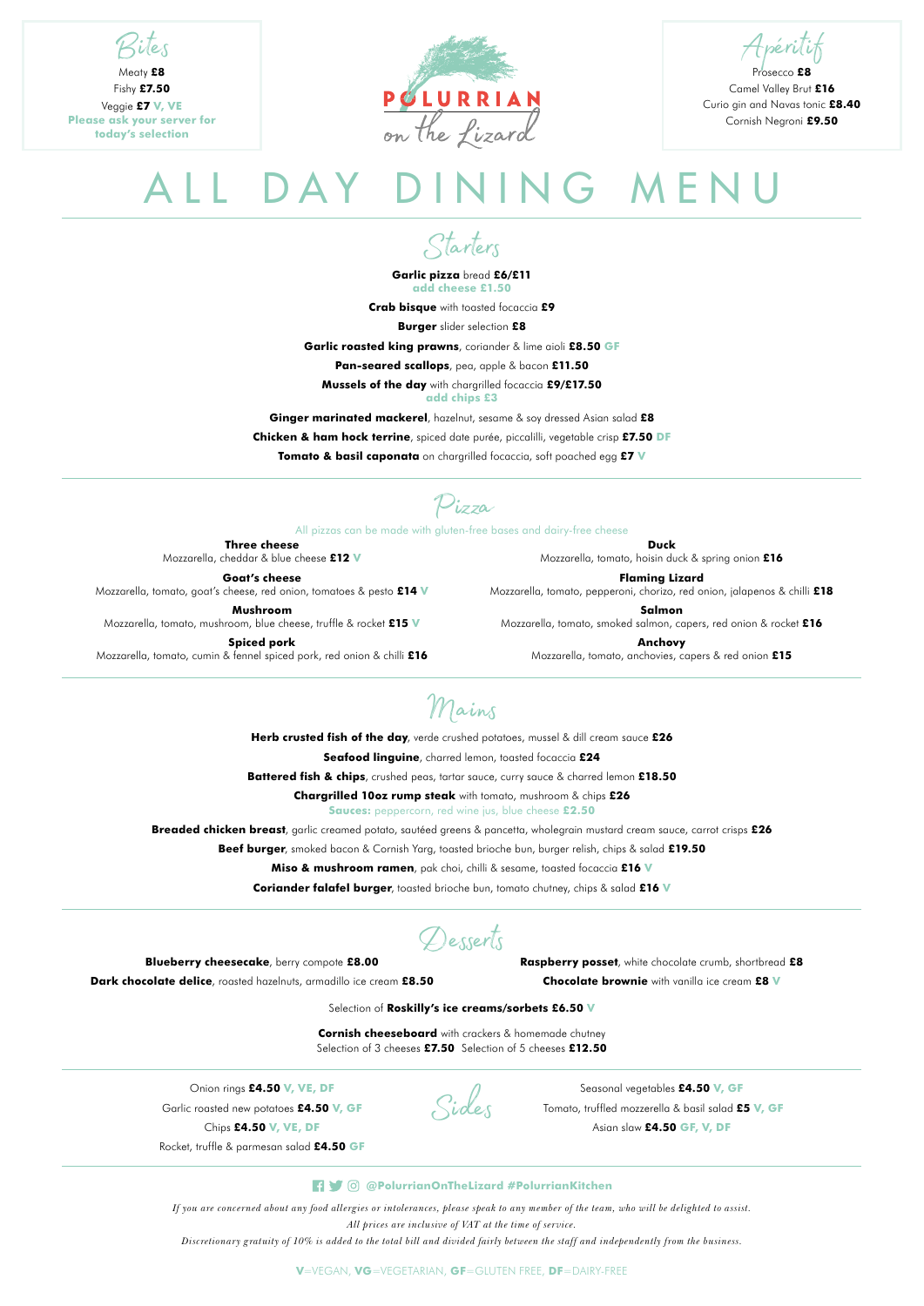## Bites

Meaty **£8**
Fishy **£7.50**
Veggie **£7** V, VE
**Please ask your server for today's selection**

POLURRIAN *on the Lizard*

## Apéritif

Prosecco **£8**
Camel Valley Brut **£16**
Curio gin and Navas tonic **£8.40**
Cornish Negroni **£9.50**

# ALL DAY DINING MENU

## Starters

**Garlic pizza** bread **£6/£11**
add cheese £1.50

**Crab bisque** with toasted focaccia **£9**

**Burger** slider selection **£8**

**Garlic roasted king prawns**, coriander & lime aioli **£8.50** GF

**Pan-seared scallops**, pea, apple & bacon **£11.50**

**Mussels of the day** with chargrilled focaccia **£9/£17.50**
add chips £3

**Ginger marinated mackerel**, hazelnut, sesame & soy dressed Asian salad **£8**

**Chicken & ham hock terrine**, spiced date purée, piccalilli, vegetable crisp **£7.50** DF

**Tomato & basil caponata** on chargrilled focaccia, soft poached egg **£7** V

## Pizza

All pizzas can be made with gluten-free bases and dairy-free cheese

**Three cheese**
Mozzarella, cheddar & blue cheese **£12** V

**Goat's cheese**
Mozzarella, tomato, goat's cheese, red onion, tomatoes & pesto **£14** V

**Mushroom**
Mozzarella, tomato, mushroom, blue cheese, truffle & rocket **£15** V

**Spiced pork**
Mozzarella, tomato, cumin & fennel spiced pork, red onion & chilli **£16**

**Duck**
Mozzarella, tomato, hoisin duck & spring onion **£16**

**Flaming Lizard**
Mozzarella, tomato, pepperoni, chorizo, red onion, jalapenos & chilli **£18**

**Salmon**
Mozzarella, tomato, smoked salmon, capers, red onion & rocket **£16**

**Anchovy**
Mozzarella, tomato, anchovies, capers & red onion **£15**

## Mains

**Herb crusted fish of the day**, verde crushed potatoes, mussel & dill cream sauce **£26**

**Seafood linguine**, charred lemon, toasted focaccia **£24**

**Battered fish & chips**, crushed peas, tartar sauce, curry sauce & charred lemon **£18.50**

**Chargrilled 10oz rump steak** with tomato, mushroom & chips **£26**
**Sauces:** peppercorn, red wine jus, blue cheese **£2.50**

**Breaded chicken breast**, garlic creamed potato, sautéed greens & pancetta, wholegrain mustard cream sauce, carrot crisps **£26**

**Beef burger**, smoked bacon & Cornish Yarg, toasted brioche bun, burger relish, chips & salad **£19.50**

**Miso & mushroom ramen**, pak choi, chilli & sesame, toasted focaccia **£16** V

**Coriander falafel burger**, toasted brioche bun, tomato chutney, chips & salad **£16** V

## Desserts

**Blueberry cheesecake**, berry compote **£8.00**

**Dark chocolate delice**, roasted hazelnuts, armadillo ice cream **£8.50**

**Raspberry posset**, white chocolate crumb, shortbread **£8**

**Chocolate brownie** with vanilla ice cream **£8** V

Selection of **Roskilly's ice creams/sorbets £6.50** V

**Cornish cheeseboard** with crackers & homemade chutney
Selection of 3 cheeses **£7.50** Selection of 5 cheeses **£12.50**

## Sides

Onion rings **£4.50** V, VE, DF
Garlic roasted new potatoes **£4.50** V, GF
Chips **£4.50** V, VE, DF
Rocket, truffle & parmesan salad **£4.50** GF
Seasonal vegetables **£4.50** V, GF
Tomato, truffled mozzerella & basil salad **£5** V, GF
Asian slaw **£4.50** GF, V, DF

**@PolurrianOnTheLizard #PolurrianKitchen**

*If you are concerned about any food allergies or intolerances, please speak to any member of the team, who will be delighted to assist.*
*All prices are inclusive of VAT at the time of service.*
*Discretionary gratuity of 10% is added to the total bill and divided fairly between the staff and independently from the business.*

**V**=VEGAN, **VG**=VEGETARIAN, **GF**=GLUTEN FREE, **DF**=DAIRY-FREE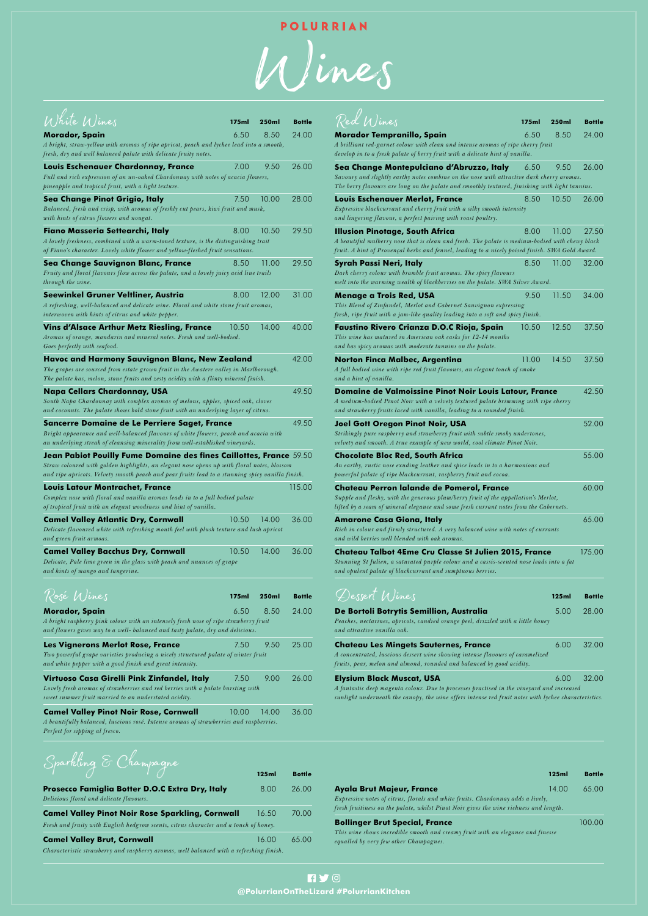POLURRIAN

# Wines

## White Wines

| | 175ml | 250ml | Bottle |
|---|---|---|---|
| **Morador, Spain**<br>*A bright, straw-yellow with aromas of ripe apricot, peach and lychee lead into a smooth, fresh, dry and well balanced palate with delicate fruity notes.* | 6.50 | 8.50 | 24.00 |
| **Louis Eschenauer Chardonnay, France**<br>*Full and rich expression of an un-oaked Chardonnay with notes of acacia flowers, pineapple and tropical fruit, with a light texture.* | 7.00 | 9.50 | 26.00 |
| **Sea Change Pinot Grigio, Italy**<br>*Balanced, fresh and crisp, with aromas of freshly cut pears, kiwi fruit and musk, with hints of citrus flowers and nougat.* | 7.50 | 10.00 | 28.00 |
| **Fiano Masseria Settearchi, Italy**<br>*A lovely freshness, combined with a warm-toned texture, is the distinguishing trait of Fiano's character. Lovely white flower and yellow-fleshed fruit sensations.* | 8.00 | 10.50 | 29.50 |
| **Sea Change Sauvignon Blanc, France**<br>*Fruity and floral flavours flow across the palate, and a lovely juicy acid line trails through the wine.* | 8.50 | 11.00 | 29.50 |
| **Seewinkel Gruner Veltliner, Austria**<br>*A refreshing, well-balanced and delicate wine. Floral and white stone fruit aromas, interwoven with hints of citrus and white pepper.* | 8.00 | 12.00 | 31.00 |
| **Vins d'Alsace Arthur Metz Riesling, France**<br>*Aromas of orange, mandarin and mineral notes. Fresh and well-bodied. Goes perfectly with seafood.* | 10.50 | 14.00 | 40.00 |
| **Havoc and Harmony Sauvignon Blanc, New Zealand**<br>*The grapes are sourced from estate grown fruit in the Awatere valley in Marlborough. The palate has, melon, stone fruits and zesty acidity with a flinty mineral finish.* | | | 42.00 |
| **Napa Cellars Chardonnay, USA**<br>*South Napa Chardonnay with complex aromas of melons, apples, spiced oak, cloves and coconuts. The palate shows bold stone fruit with an underlying layer of citrus.* | | | 49.50 |
| **Sancerre Domaine de Le Perriere Saget, France**<br>*Bright appearance and well-balanced flavours of white flowers, peach and acacia with an underlying streak of cleansing minerality from well-established vineyards.* | | | 49.50 |
| **Jean Pabiot Pouilly Fume Domaine des fines Caillottes, France**<br>*Straw coloured with golden highlights, an elegant nose opens up with floral notes, blossom and ripe apricots. Velvety smooth peach and pear fruits lead to a stunning spicy vanilla finish.* | | | 59.50 |
| **Louis Latour Montrachet, France**<br>*Complex nose with floral and vanilla aromas leads in to a full bodied palate of tropical fruit with an elegant woodiness and hint of vanilla.* | | | 115.00 |
| **Camel Valley Atlantic Dry, Cornwall**<br>*Delicate flavoured white with refreshing mouth feel with plush texture and lush apricot and green fruit armoas.* | 10.50 | 14.00 | 36.00 |
| **Camel Valley Bacchus Dry, Cornwall**<br>*Delicate, Pale lime green in the glass with peach and nuances of grape and hints of mango and tangerine.* | 10.50 | 14.00 | 36.00 |

## Rosé Wines

| | 175ml | 250ml | Bottle |
|---|---|---|---|
| **Morador, Spain**<br>*A bright raspberry pink colour with an intensely fresh nose of ripe strawberry fruit and flowers gives way to a well- balanced and tasty palate, dry and delicious.* | 6.50 | 8.50 | 24.00 |
| **Les Vignerons Merlot Rose, France**<br>*Two powerful grape varieties producing a nicely structured palate of winter fruit and white pepper with a good finish and great intensity.* | 7.50 | 9.50 | 25.00 |
| **Virtuoso Casa Girelli Pink Zinfandel, Italy**<br>*Lovely fresh aromas of strawberries and red berries with a palate bursting with sweet summer fruit married to an understated acidity.* | 7.50 | 9.00 | 26.00 |
| **Camel Valley Pinot Noir Rose, Cornwall**<br>*A beautifully balanced, luscious rosé. Intense aromas of strawberries and raspberries. Perfect for sipping al fresco.* | 10.00 | 14.00 | 36.00 |

## Red Wines

| | 175ml | 250ml | Bottle |
|---|---|---|---|
| **Morador Tempranillo, Spain**<br>*A brilliant red-garnet colour with clean and intense aromas of ripe cherry fruit develop in to a fresh palate of berry fruit with a delicate hint of vanilla.* | 6.50 | 8.50 | 24.00 |
| **Sea Change Montepulciano d'Abruzzo, Italy**<br>*Savoury and slightly earthy notes combine on the nose with attractive dark cherry aromas. The berry flavours are long on the palate and smoothly textured, finishing with light tannins.* | 6.50 | 9.50 | 26.00 |
| **Louis Eschenauer Merlot, France**<br>*Expressive blackcurrant and cherry fruit with a silky smooth intensity and lingering flavour, a perfect pairing with roast poultry.* | 8.50 | 10.50 | 26.00 |
| **Illusion Pinotage, South Africa**<br>*A beautiful mulberry nose that is clean and fresh. The palate is medium-bodied with chewy black fruit. A hint of Provençal herbs and fennel, leading to a nicely poised finish. SWA Gold Award.* | 8.00 | 11.00 | 27.50 |
| **Syrah Passi Neri, Italy**<br>*Dark cherry colour with bramble fruit aromas. The spicy flavours melt into the warming wealth of blackberries on the palate. SWA Silver Award.* | 8.50 | 11.00 | 32.00 |
| **Menage a Trois Red, USA**<br>*This Blend of Zinfandel, Merlot and Cabernet Sauvignon expressing fresh, ripe fruit with a jam-like quality leading into a soft and spicy finish.* | 9.50 | 11.50 | 34.00 |
| **Faustino Rivero Crianza D.O.C Rioja, Spain**<br>*This wine has matured in American oak casks for 12-14 months and has spicy aromas with moderate tannins on the palate.* | 10.50 | 12.50 | 37.50 |
| **Norton Finca Malbec, Argentina**<br>*A full bodied wine with ripe red fruit flavours, an elegant touch of smoke and a hint of vanilla.* | 11.00 | 14.50 | 37.50 |
| **Domaine de Valmoissine Pinot Noir Louis Latour, France**<br>*A medium-bodied Pinot Noir with a velvety textured palate brimming with ripe cherry and strawberry fruits laced with vanilla, leading to a rounded finish.* | | | 42.50 |
| **Joel Gott Oregon Pinot Noir, USA**<br>*Strikingly pure raspberry and strawberry fruit with subtle smoky undertones, velvety and smooth. A true example of new world, cool climate Pinot Noir.* | | | 52.00 |
| **Chocolate Bloc Red, South Africa**<br>*An earthy, rustic nose exuding leather and spice leads in to a harmonious and powerful palate of ripe blackcurrant, raspberry fruit and cocoa.* | | | 55.00 |
| **Chateau Perron lalande de Pomerol, France**<br>*Supple and fleshy, with the generous plum/berry fruit of the appellation's Merlot, lifted by a seam of mineral elegance and some fresh currant notes from the Cabernets.* | | | 60.00 |
| **Amarone Casa Giona, Italy**<br>*Rich in colour and firmly structured. A very balanced wine with notes of currants and wild berries well blended with oak aromas.* | | | 65.00 |
| **Chateau Talbot 4Eme Cru Classe St Julien 2015, France**<br>*Stunning St Julien, a saturated purple colour and a cassis-scented nose leads into a fat and opulent palate of blackcurrant and sumptuous berries.* | | | 175.00 |

## Dessert Wines

| | 125ml | Bottle |
|---|---|---|
| **De Bortoli Botrytis Semillion, Australia**<br>*Peaches, nectarines, apricots, candied orange peel, drizzled with a little honey and attractive vanilla oak.* | 5.00 | 28.00 |
| **Chateau Les Mingets Sauternes, France**<br>*A concentrated, luscious dessert wine showing intense flavours of caramelized fruits, pear, melon and almond, rounded and balanced by good acidity.* | 6.00 | 32.00 |
| **Elysium Black Muscat, USA**<br>*A fantastic deep magenta colour. Due to processes practised in the vineyard and increased sunlight underneath the canopy, the wine offers intense red fruit notes with lychee characteristics.* | 6.00 | 32.00 |

## Sparkling & Champagne

| | 125ml | Bottle |
|---|---|---|
| **Prosecco Famiglia Botter D.O.C Extra Dry, Italy**<br>*Delicious floral and delicate flavours.* | 8.00 | 26.00 |
| **Camel Valley Pinot Noir Rose Sparkling, Cornwall**<br>*Fresh and fruity with English hedgrow scents, citrus character and a touch of honey.* | 16.50 | 70.00 |
| **Camel Valley Brut, Cornwall**<br>*Characteristic strawberry and raspberry aromas, well balanced with a refreshing finish.* | 16.00 | 65.00 |
| **Ayala Brut Majeur, France**<br>*Expressive notes of citrus, florals and white fruits. Chardonnay adds a lively, fresh fruitiness on the palate, whilst Pinot Noir gives the wine richness and length.* | 14.00 | 65.00 |
| **Bollinger Brut Special, France**<br>*This wine shows incredible smooth and creamy fruit with an elegance and finesse equalled by very few other Champagnes.* | | 100.00 |

@PolurrianOnTheLizard #PolurrianKitchen